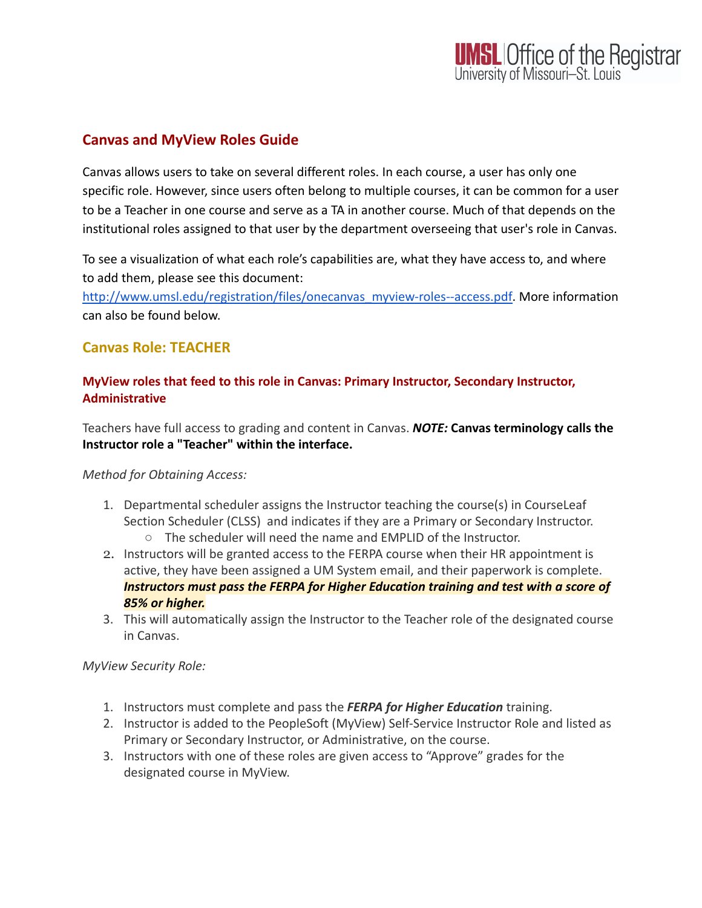## Canvas and MyView Roles Guide

Canvas allows users to take on several different roles. In each course, a user has only one specific role. However, since users often belong to multiple courses, it can be common for a user to be a Teacher in one course and serve as a TA in another course. Much of that depends on the institutional roles assigned to that user by the department overseeing that user's role in Canvas.

To see a visualization of what each role's capabilities are, what they have access to, and where to add them, please see this document: http://www.umsl.edu/registration/files/onecanvas_myview-roles--access.pdf. More information can also be found below.

### Canvas Role: TEACHER

#### MyView roles that feed to this role in Canvas: Primary Instructor, Secondary Instructor, Administrative

Teachers have full access to grading and content in Canvas. ***NOTE:*** **Canvas terminology calls the Instructor role a "Teacher" within the interface.**

*Method for Obtaining Access:*

1. Departmental scheduler assigns the Instructor teaching the course(s) in CourseLeaf Section Scheduler (CLSS) and indicates if they are a Primary or Secondary Instructor.
   - The scheduler will need the name and EMPLID of the Instructor.
2. Instructors will be granted access to the FERPA course when their HR appointment is active, they have been assigned a UM System email, and their paperwork is complete. ***Instructors must pass the FERPA for Higher Education training and test with a score of 85% or higher.***
3. This will automatically assign the Instructor to the Teacher role of the designated course in Canvas.

*MyView Security Role:*

1. Instructors must complete and pass the ***FERPA for Higher Education*** training.
2. Instructor is added to the PeopleSoft (MyView) Self-Service Instructor Role and listed as Primary or Secondary Instructor, or Administrative, on the course.
3. Instructors with one of these roles are given access to "Approve" grades for the designated course in MyView.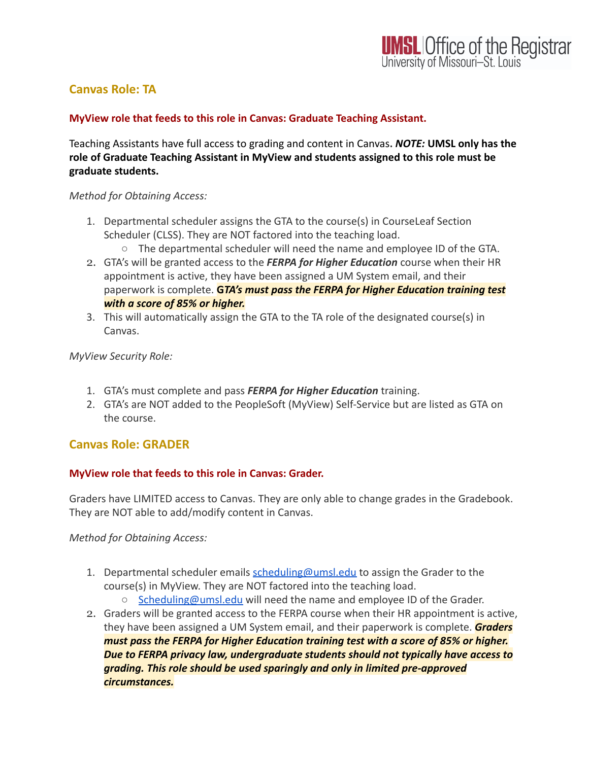## Canvas Role: TA

**MyView role that feeds to this role in Canvas: Graduate Teaching Assistant.**

Teaching Assistants have full access to grading and content in Canvas. ***NOTE:*** **UMSL only has the role of Graduate Teaching Assistant in MyView and students assigned to this role must be graduate students.**

*Method for Obtaining Access:*

1. Departmental scheduler assigns the GTA to the course(s) in CourseLeaf Section Scheduler (CLSS). They are NOT factored into the teaching load.
   - The departmental scheduler will need the name and employee ID of the GTA.
2. GTA's will be granted access to the ***FERPA for Higher Education*** course when their HR appointment is active, they have been assigned a UM System email, and their paperwork is complete. ***GTA's must pass the FERPA for Higher Education training test with a score of 85% or higher.***
3. This will automatically assign the GTA to the TA role of the designated course(s) in Canvas.

*MyView Security Role:*

1. GTA's must complete and pass ***FERPA for Higher Education*** training.
2. GTA's are NOT added to the PeopleSoft (MyView) Self-Service but are listed as GTA on the course.

## Canvas Role: GRADER

**MyView role that feeds to this role in Canvas: Grader.**

Graders have LIMITED access to Canvas. They are only able to change grades in the Gradebook. They are NOT able to add/modify content in Canvas.

*Method for Obtaining Access:*

1. Departmental scheduler emails scheduling@umsl.edu to assign the Grader to the course(s) in MyView. They are NOT factored into the teaching load.
   - Scheduling@umsl.edu will need the name and employee ID of the Grader.
2. Graders will be granted access to the FERPA course when their HR appointment is active, they have been assigned a UM System email, and their paperwork is complete. ***Graders must pass the FERPA for Higher Education training test with a score of 85% or higher. Due to FERPA privacy law, undergraduate students should not typically have access to grading. This role should be used sparingly and only in limited pre-approved circumstances.***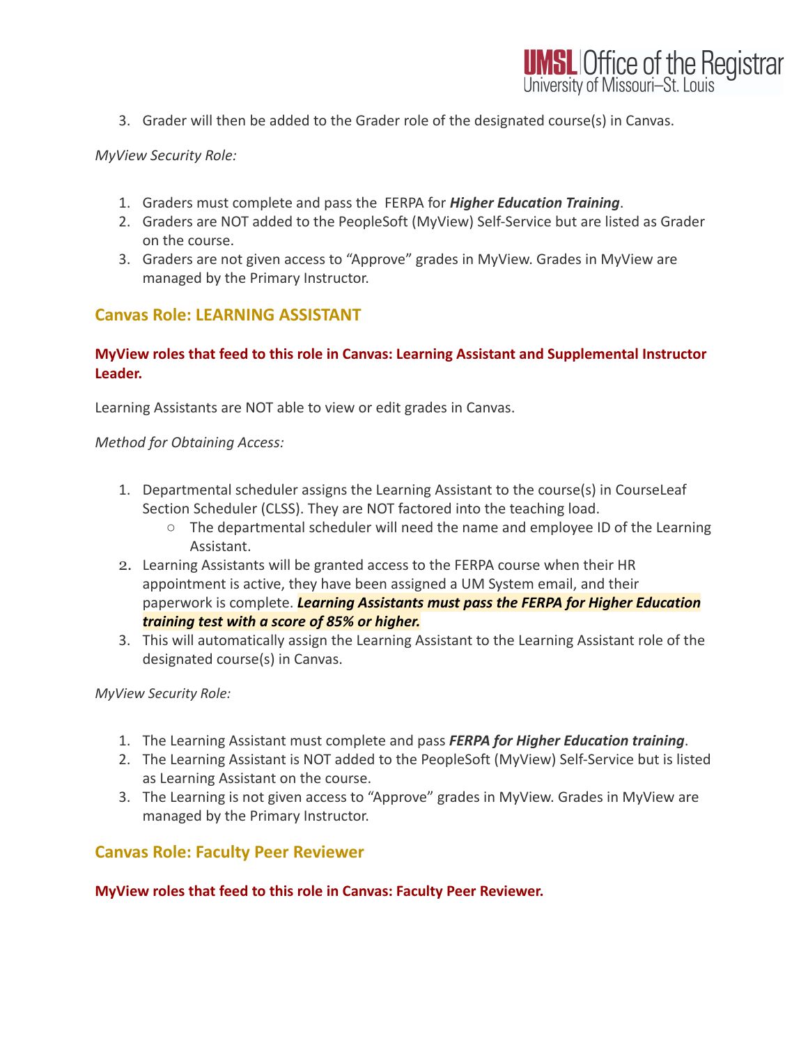3. Grader will then be added to the Grader role of the designated course(s) in Canvas.

*MyView Security Role:*

1. Graders must complete and pass the FERPA for ***Higher Education Training***.
2. Graders are NOT added to the PeopleSoft (MyView) Self-Service but are listed as Grader on the course.
3. Graders are not given access to "Approve" grades in MyView. Grades in MyView are managed by the Primary Instructor.

## Canvas Role: LEARNING ASSISTANT

**MyView roles that feed to this role in Canvas: Learning Assistant and Supplemental Instructor Leader.**

Learning Assistants are NOT able to view or edit grades in Canvas.

*Method for Obtaining Access:*

1. Departmental scheduler assigns the Learning Assistant to the course(s) in CourseLeaf Section Scheduler (CLSS). They are NOT factored into the teaching load.
   - The departmental scheduler will need the name and employee ID of the Learning Assistant.
2. Learning Assistants will be granted access to the FERPA course when their HR appointment is active, they have been assigned a UM System email, and their paperwork is complete. ***Learning Assistants must pass the FERPA for Higher Education training test with a score of 85% or higher.***
3. This will automatically assign the Learning Assistant to the Learning Assistant role of the designated course(s) in Canvas.

*MyView Security Role:*

1. The Learning Assistant must complete and pass ***FERPA for Higher Education training***.
2. The Learning Assistant is NOT added to the PeopleSoft (MyView) Self-Service but is listed as Learning Assistant on the course.
3. The Learning is not given access to "Approve" grades in MyView. Grades in MyView are managed by the Primary Instructor.

## Canvas Role: Faculty Peer Reviewer

**MyView roles that feed to this role in Canvas: Faculty Peer Reviewer.**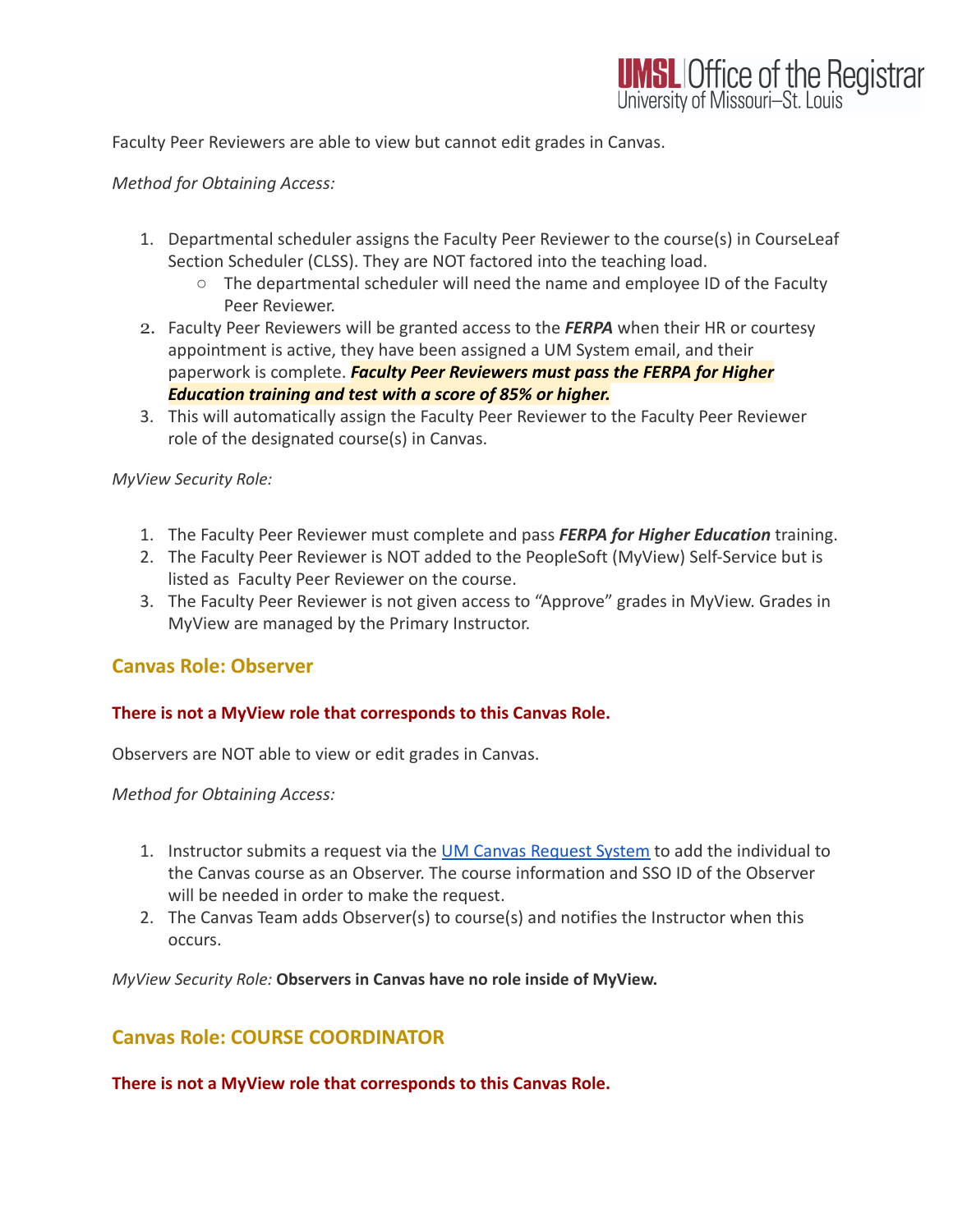Faculty Peer Reviewers are able to view but cannot edit grades in Canvas.

*Method for Obtaining Access:*

1. Departmental scheduler assigns the Faculty Peer Reviewer to the course(s) in CourseLeaf Section Scheduler (CLSS). They are NOT factored into the teaching load.
   - The departmental scheduler will need the name and employee ID of the Faculty Peer Reviewer.
2. Faculty Peer Reviewers will be granted access to the ***FERPA*** when their HR or courtesy appointment is active, they have been assigned a UM System email, and their paperwork is complete. ***Faculty Peer Reviewers must pass the FERPA for Higher Education training and test with a score of 85% or higher.***
3. This will automatically assign the Faculty Peer Reviewer to the Faculty Peer Reviewer role of the designated course(s) in Canvas.

*MyView Security Role:*

1. The Faculty Peer Reviewer must complete and pass ***FERPA for Higher Education*** training.
2. The Faculty Peer Reviewer is NOT added to the PeopleSoft (MyView) Self-Service but is listed as Faculty Peer Reviewer on the course.
3. The Faculty Peer Reviewer is not given access to "Approve" grades in MyView. Grades in MyView are managed by the Primary Instructor.

## Canvas Role: Observer

**There is not a MyView role that corresponds to this Canvas Role.**

Observers are NOT able to view or edit grades in Canvas.

*Method for Obtaining Access:*

1. Instructor submits a request via the [UM Canvas Request System] to add the individual to the Canvas course as an Observer. The course information and SSO ID of the Observer will be needed in order to make the request.
2. The Canvas Team adds Observer(s) to course(s) and notifies the Instructor when this occurs.

*MyView Security Role:* **Observers in Canvas have no role inside of MyView.**

## Canvas Role: COURSE COORDINATOR

**There is not a MyView role that corresponds to this Canvas Role.**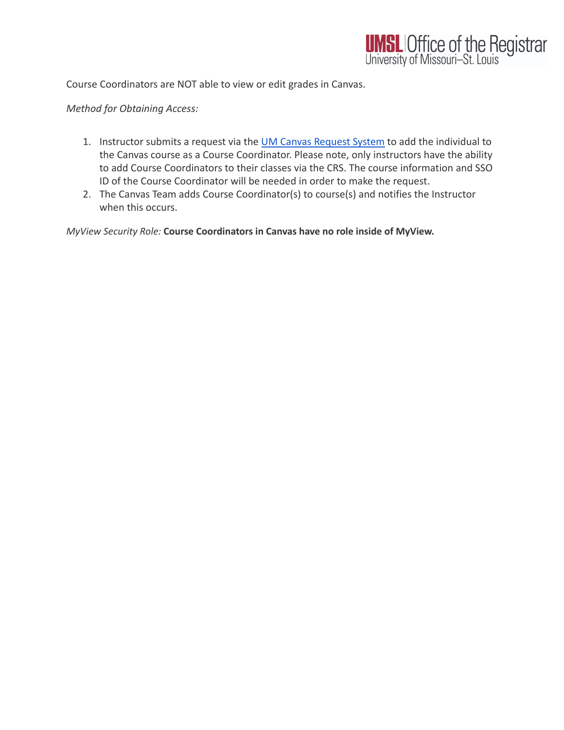Course Coordinators are NOT able to view or edit grades in Canvas.

*Method for Obtaining Access:*

1. Instructor submits a request via the UM Canvas Request System to add the individual to the Canvas course as a Course Coordinator. Please note, only instructors have the ability to add Course Coordinators to their classes via the CRS. The course information and SSO ID of the Course Coordinator will be needed in order to make the request.
2. The Canvas Team adds Course Coordinator(s) to course(s) and notifies the Instructor when this occurs.

*MyView Security Role:* **Course Coordinators in Canvas have no role inside of MyView.**